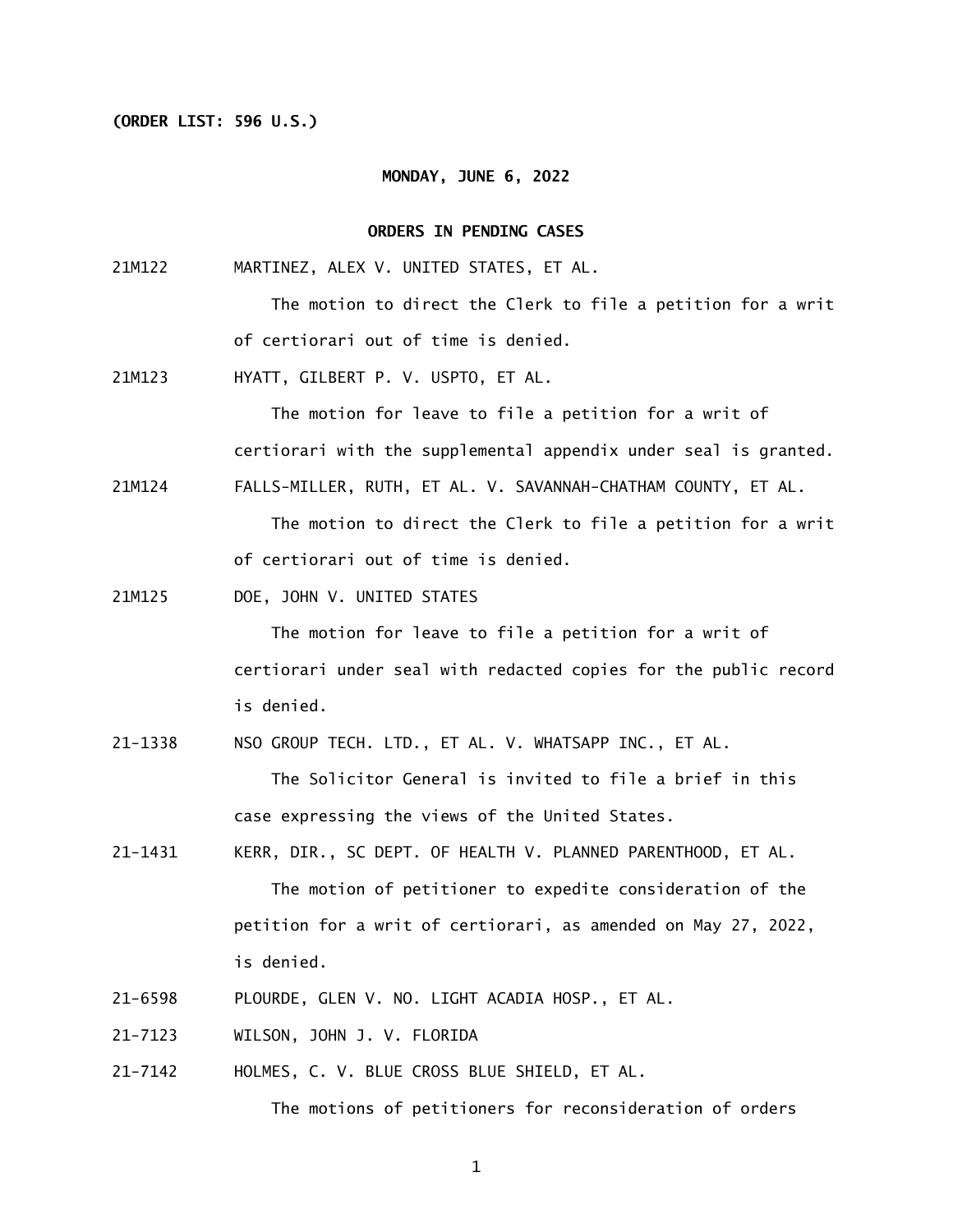**(ORDER LIST: 596 U.S.)**

**MONDAY, JUNE 6, 2022**

**ORDERS IN PENDING CASES**

21M122 MARTINEZ, ALEX V. UNITED STATES, ET AL.

The motion to direct the Clerk to file a petition for a writ of certiorari out of time is denied.

21M123 HYATT, GILBERT P. V. USPTO, ET AL.

The motion for leave to file a petition for a writ of certiorari with the supplemental appendix under seal is granted.

21M124 FALLS-MILLER, RUTH, ET AL. V. SAVANNAH-CHATHAM COUNTY, ET AL.

The motion to direct the Clerk to file a petition for a writ of certiorari out of time is denied.

21M125 DOE, JOHN V. UNITED STATES

The motion for leave to file a petition for a writ of certiorari under seal with redacted copies for the public record is denied.

21-1338 NSO GROUP TECH. LTD., ET AL. V. WHATSAPP INC., ET AL.

The Solicitor General is invited to file a brief in this case expressing the views of the United States.

21-1431 KERR, DIR., SC DEPT. OF HEALTH V. PLANNED PARENTHOOD, ET AL.

The motion of petitioner to expedite consideration of the petition for a writ of certiorari, as amended on May 27, 2022, is denied.

21-6598 PLOURDE, GLEN V. NO. LIGHT ACADIA HOSP., ET AL.

21-7123 WILSON, JOHN J. V. FLORIDA

21-7142 HOLMES, C. V. BLUE CROSS BLUE SHIELD, ET AL.

The motions of petitioners for reconsideration of orders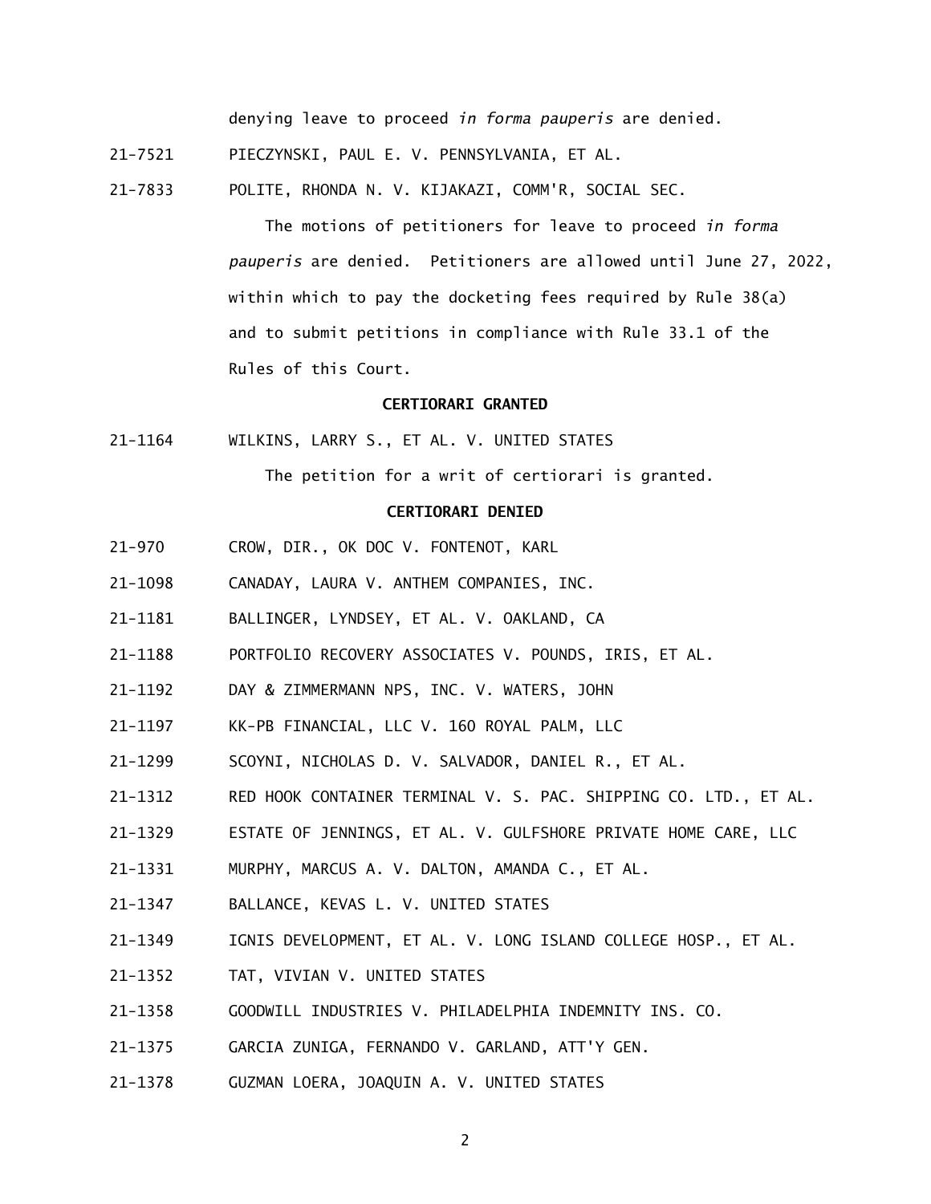denying leave to proceed *in forma pauperis* are denied.

21-7521 PIECZYNSKI, PAUL E. V. PENNSYLVANIA, ET AL.

21-7833 POLITE, RHONDA N. V. KIJAKAZI, COMM'R, SOCIAL SEC.

The motions of petitioners for leave to proceed *in forma pauperis* are denied. Petitioners are allowed until June 27, 2022, within which to pay the docketing fees required by Rule 38(a) and to submit petitions in compliance with Rule 33.1 of the Rules of this Court.

**CERTIORARI GRANTED**

21-1164 WILKINS, LARRY S., ET AL. V. UNITED STATES

The petition for a writ of certiorari is granted.

**CERTIORARI DENIED**

21-970 CROW, DIR., OK DOC V. FONTENOT, KARL

21-1098 CANADAY, LAURA V. ANTHEM COMPANIES, INC.

21-1181 BALLINGER, LYNDSEY, ET AL. V. OAKLAND, CA

21-1188 PORTFOLIO RECOVERY ASSOCIATES V. POUNDS, IRIS, ET AL.

21-1192 DAY & ZIMMERMANN NPS, INC. V. WATERS, JOHN

21-1197 KK-PB FINANCIAL, LLC V. 160 ROYAL PALM, LLC

21-1299 SCOYNI, NICHOLAS D. V. SALVADOR, DANIEL R., ET AL.

21-1312 RED HOOK CONTAINER TERMINAL V. S. PAC. SHIPPING CO. LTD., ET AL.

21-1329 ESTATE OF JENNINGS, ET AL. V. GULFSHORE PRIVATE HOME CARE, LLC

21-1331 MURPHY, MARCUS A. V. DALTON, AMANDA C., ET AL.

21-1347 BALLANCE, KEVAS L. V. UNITED STATES

21-1349 IGNIS DEVELOPMENT, ET AL. V. LONG ISLAND COLLEGE HOSP., ET AL.

21-1352 TAT, VIVIAN V. UNITED STATES

21-1358 GOODWILL INDUSTRIES V. PHILADELPHIA INDEMNITY INS. CO.

21-1375 GARCIA ZUNIGA, FERNANDO V. GARLAND, ATT'Y GEN.

21-1378 GUZMAN LOERA, JOAQUIN A. V. UNITED STATES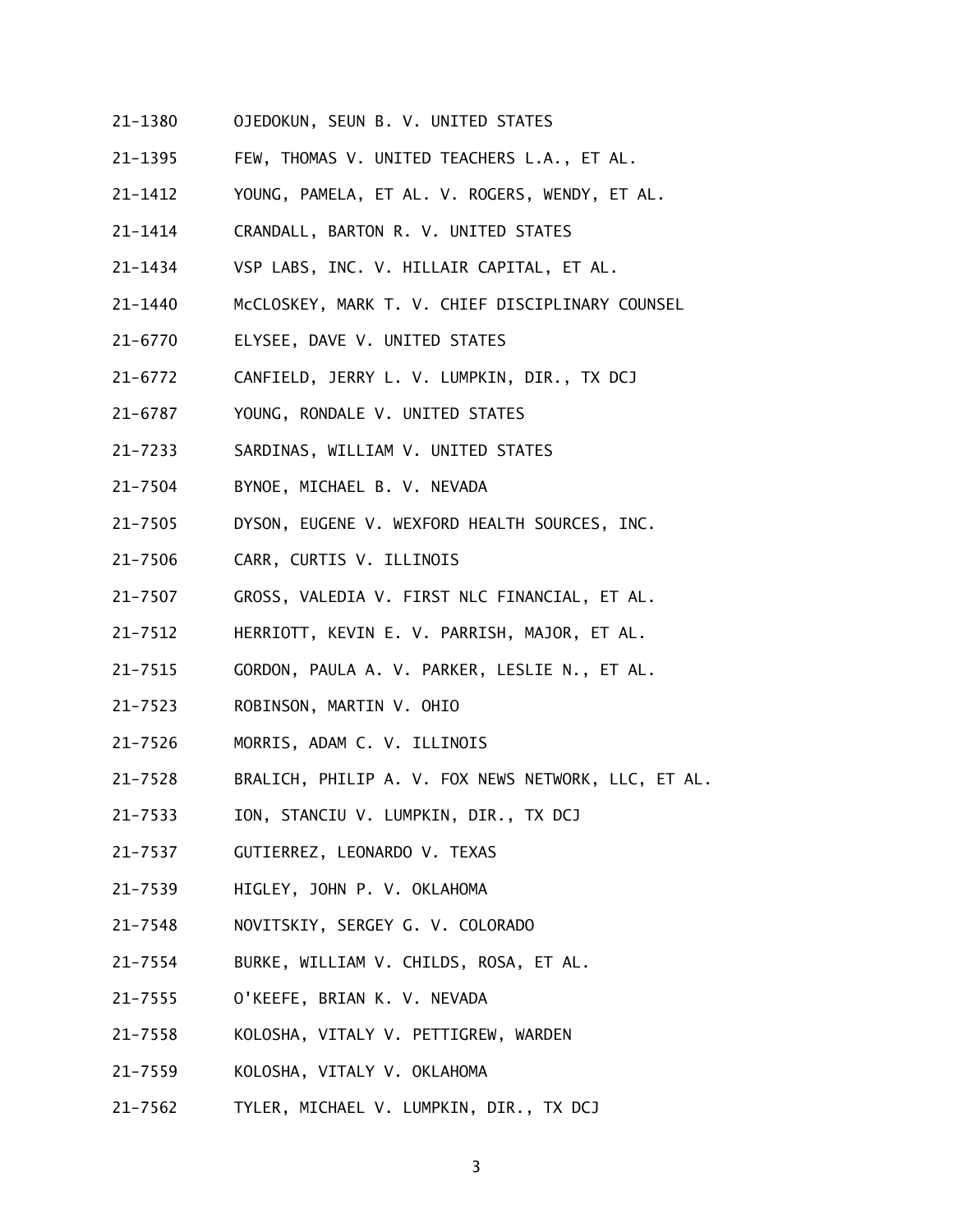21-1380 OJEDOKUN, SEUN B. V. UNITED STATES

21-1395 FEW, THOMAS V. UNITED TEACHERS L.A., ET AL.

21-1412 YOUNG, PAMELA, ET AL. V. ROGERS, WENDY, ET AL.

21-1414 CRANDALL, BARTON R. V. UNITED STATES

21-1434 VSP LABS, INC. V. HILLAIR CAPITAL, ET AL.

21-1440 McCLOSKEY, MARK T. V. CHIEF DISCIPLINARY COUNSEL

21-6770 ELYSEE, DAVE V. UNITED STATES

21-6772 CANFIELD, JERRY L. V. LUMPKIN, DIR., TX DCJ

21-6787 YOUNG, RONDALE V. UNITED STATES

21-7233 SARDINAS, WILLIAM V. UNITED STATES

21-7504 BYNOE, MICHAEL B. V. NEVADA

21-7505 DYSON, EUGENE V. WEXFORD HEALTH SOURCES, INC.

21-7506 CARR, CURTIS V. ILLINOIS

21-7507 GROSS, VALEDIA V. FIRST NLC FINANCIAL, ET AL.

21-7512 HERRIOTT, KEVIN E. V. PARRISH, MAJOR, ET AL.

21-7515 GORDON, PAULA A. V. PARKER, LESLIE N., ET AL.

21-7523 ROBINSON, MARTIN V. OHIO

21-7526 MORRIS, ADAM C. V. ILLINOIS

21-7528 BRALICH, PHILIP A. V. FOX NEWS NETWORK, LLC, ET AL.

21-7533 ION, STANCIU V. LUMPKIN, DIR., TX DCJ

21-7537 GUTIERREZ, LEONARDO V. TEXAS

21-7539 HIGLEY, JOHN P. V. OKLAHOMA

21-7548 NOVITSKIY, SERGEY G. V. COLORADO

21-7554 BURKE, WILLIAM V. CHILDS, ROSA, ET AL.

21-7555 O'KEEFE, BRIAN K. V. NEVADA

21-7558 KOLOSHA, VITALY V. PETTIGREW, WARDEN

21-7559 KOLOSHA, VITALY V. OKLAHOMA

21-7562 TYLER, MICHAEL V. LUMPKIN, DIR., TX DCJ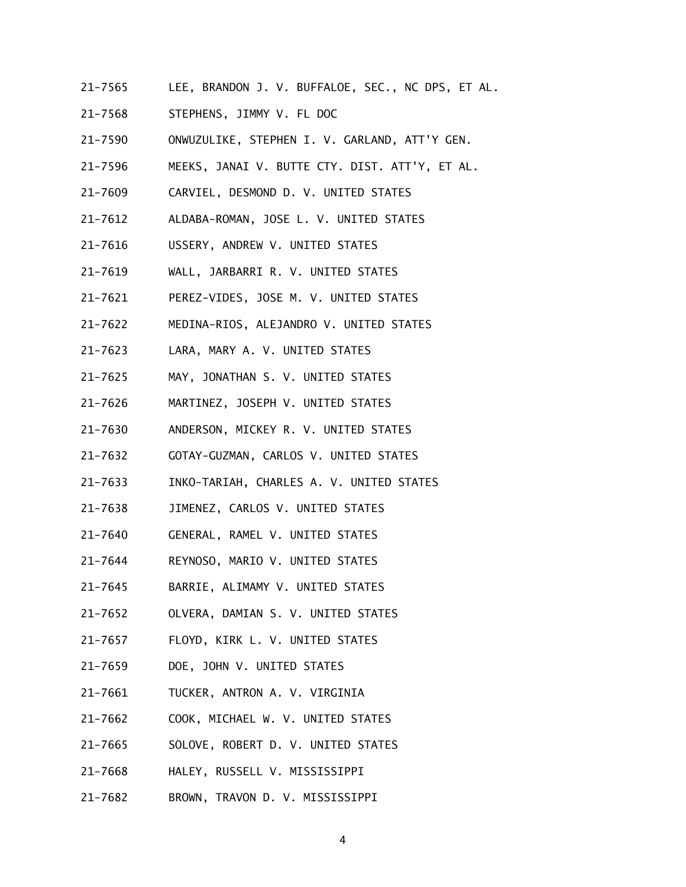21-7565 LEE, BRANDON J. V. BUFFALOE, SEC., NC DPS, ET AL.

21-7568 STEPHENS, JIMMY V. FL DOC

21-7590 ONWUZULIKE, STEPHEN I. V. GARLAND, ATT'Y GEN.

21-7596 MEEKS, JANAI V. BUTTE CTY. DIST. ATT'Y, ET AL.

21-7609 CARVIEL, DESMOND D. V. UNITED STATES

21-7612 ALDABA-ROMAN, JOSE L. V. UNITED STATES

21-7616 USSERY, ANDREW V. UNITED STATES

21-7619 WALL, JARBARRI R. V. UNITED STATES

21-7621 PEREZ-VIDES, JOSE M. V. UNITED STATES

21-7622 MEDINA-RIOS, ALEJANDRO V. UNITED STATES

21-7623 LARA, MARY A. V. UNITED STATES

21-7625 MAY, JONATHAN S. V. UNITED STATES

21-7626 MARTINEZ, JOSEPH V. UNITED STATES

21-7630 ANDERSON, MICKEY R. V. UNITED STATES

21-7632 GOTAY-GUZMAN, CARLOS V. UNITED STATES

21-7633 INKO-TARIAH, CHARLES A. V. UNITED STATES

21-7638 JIMENEZ, CARLOS V. UNITED STATES

21-7640 GENERAL, RAMEL V. UNITED STATES

21-7644 REYNOSO, MARIO V. UNITED STATES

21-7645 BARRIE, ALIMAMY V. UNITED STATES

21-7652 OLVERA, DAMIAN S. V. UNITED STATES

21-7657 FLOYD, KIRK L. V. UNITED STATES

21-7659 DOE, JOHN V. UNITED STATES

21-7661 TUCKER, ANTRON A. V. VIRGINIA

21-7662 COOK, MICHAEL W. V. UNITED STATES

21-7665 SOLOVE, ROBERT D. V. UNITED STATES

21-7668 HALEY, RUSSELL V. MISSISSIPPI

21-7682 BROWN, TRAVON D. V. MISSISSIPPI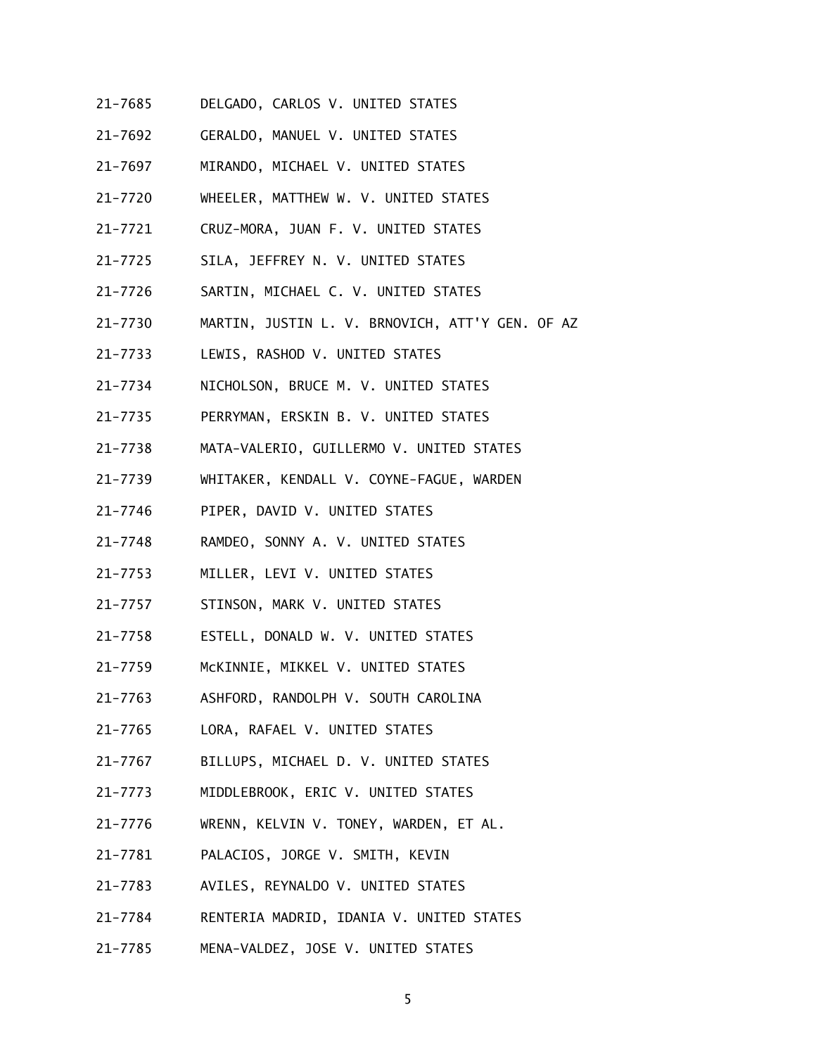21-7685 DELGADO, CARLOS V. UNITED STATES

21-7692 GERALDO, MANUEL V. UNITED STATES

21-7697 MIRANDO, MICHAEL V. UNITED STATES

21-7720 WHEELER, MATTHEW W. V. UNITED STATES

21-7721 CRUZ-MORA, JUAN F. V. UNITED STATES

21-7725 SILA, JEFFREY N. V. UNITED STATES

21-7726 SARTIN, MICHAEL C. V. UNITED STATES

21-7730 MARTIN, JUSTIN L. V. BRNOVICH, ATT'Y GEN. OF AZ

21-7733 LEWIS, RASHOD V. UNITED STATES

21-7734 NICHOLSON, BRUCE M. V. UNITED STATES

21-7735 PERRYMAN, ERSKIN B. V. UNITED STATES

21-7738 MATA-VALERIO, GUILLERMO V. UNITED STATES

21-7739 WHITAKER, KENDALL V. COYNE-FAGUE, WARDEN

21-7746 PIPER, DAVID V. UNITED STATES

21-7748 RAMDEO, SONNY A. V. UNITED STATES

21-7753 MILLER, LEVI V. UNITED STATES

21-7757 STINSON, MARK V. UNITED STATES

21-7758 ESTELL, DONALD W. V. UNITED STATES

21-7759 McKINNIE, MIKKEL V. UNITED STATES

21-7763 ASHFORD, RANDOLPH V. SOUTH CAROLINA

21-7765 LORA, RAFAEL V. UNITED STATES

21-7767 BILLUPS, MICHAEL D. V. UNITED STATES

21-7773 MIDDLEBROOK, ERIC V. UNITED STATES

21-7776 WRENN, KELVIN V. TONEY, WARDEN, ET AL.

21-7781 PALACIOS, JORGE V. SMITH, KEVIN

21-7783 AVILES, REYNALDO V. UNITED STATES

21-7784 RENTERIA MADRID, IDANIA V. UNITED STATES

21-7785 MENA-VALDEZ, JOSE V. UNITED STATES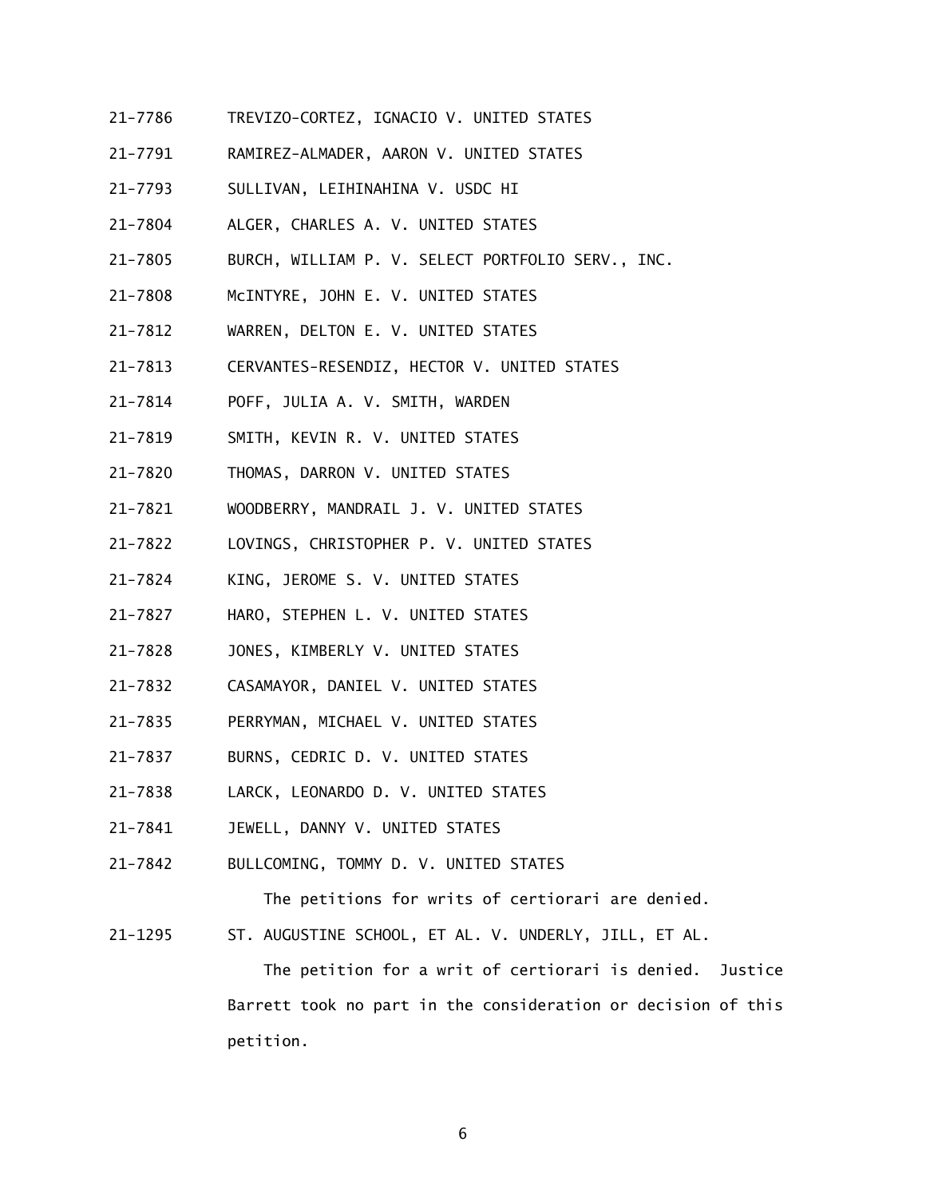21-7786 TREVIZO-CORTEZ, IGNACIO V. UNITED STATES

21-7791 RAMIREZ-ALMADER, AARON V. UNITED STATES

21-7793 SULLIVAN, LEIHINAHINA V. USDC HI

21-7804 ALGER, CHARLES A. V. UNITED STATES

21-7805 BURCH, WILLIAM P. V. SELECT PORTFOLIO SERV., INC.

21-7808 McINTYRE, JOHN E. V. UNITED STATES

21-7812 WARREN, DELTON E. V. UNITED STATES

21-7813 CERVANTES-RESENDIZ, HECTOR V. UNITED STATES

21-7814 POFF, JULIA A. V. SMITH, WARDEN

21-7819 SMITH, KEVIN R. V. UNITED STATES

21-7820 THOMAS, DARRON V. UNITED STATES

21-7821 WOODBERRY, MANDRAIL J. V. UNITED STATES

21-7822 LOVINGS, CHRISTOPHER P. V. UNITED STATES

21-7824 KING, JEROME S. V. UNITED STATES

21-7827 HARO, STEPHEN L. V. UNITED STATES

21-7828 JONES, KIMBERLY V. UNITED STATES

21-7832 CASAMAYOR, DANIEL V. UNITED STATES

21-7835 PERRYMAN, MICHAEL V. UNITED STATES

21-7837 BURNS, CEDRIC D. V. UNITED STATES

21-7838 LARCK, LEONARDO D. V. UNITED STATES

21-7841 JEWELL, DANNY V. UNITED STATES

21-7842 BULLCOMING, TOMMY D. V. UNITED STATES

The petitions for writs of certiorari are denied.

21-1295 ST. AUGUSTINE SCHOOL, ET AL. V. UNDERLY, JILL, ET AL.

The petition for a writ of certiorari is denied. Justice Barrett took no part in the consideration or decision of this petition.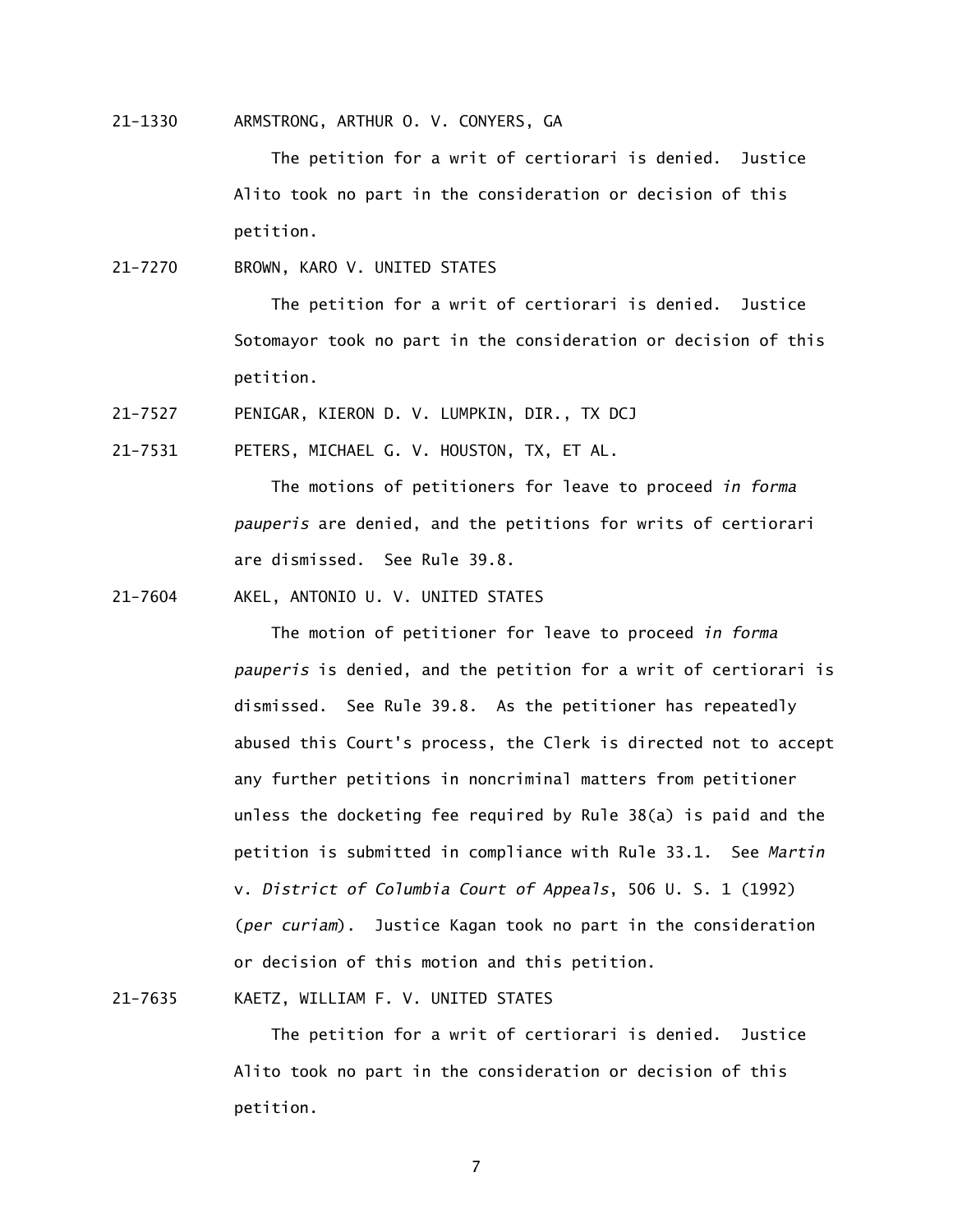21-1330 ARMSTRONG, ARTHUR O. V. CONYERS, GA

The petition for a writ of certiorari is denied. Justice Alito took no part in the consideration or decision of this petition.

21-7270 BROWN, KARO V. UNITED STATES

The petition for a writ of certiorari is denied. Justice Sotomayor took no part in the consideration or decision of this petition.

21-7527 PENIGAR, KIERON D. V. LUMPKIN, DIR., TX DCJ

21-7531 PETERS, MICHAEL G. V. HOUSTON, TX, ET AL.

The motions of petitioners for leave to proceed *in forma pauperis* are denied, and the petitions for writs of certiorari are dismissed. See Rule 39.8.

21-7604 AKEL, ANTONIO U. V. UNITED STATES

The motion of petitioner for leave to proceed *in forma pauperis* is denied, and the petition for a writ of certiorari is dismissed. See Rule 39.8. As the petitioner has repeatedly abused this Court's process, the Clerk is directed not to accept any further petitions in noncriminal matters from petitioner unless the docketing fee required by Rule 38(a) is paid and the petition is submitted in compliance with Rule 33.1. See *Martin* v. *District of Columbia Court of Appeals*, 506 U. S. 1 (1992) (*per curiam*). Justice Kagan took no part in the consideration or decision of this motion and this petition.

21-7635 KAETZ, WILLIAM F. V. UNITED STATES

The petition for a writ of certiorari is denied. Justice Alito took no part in the consideration or decision of this petition.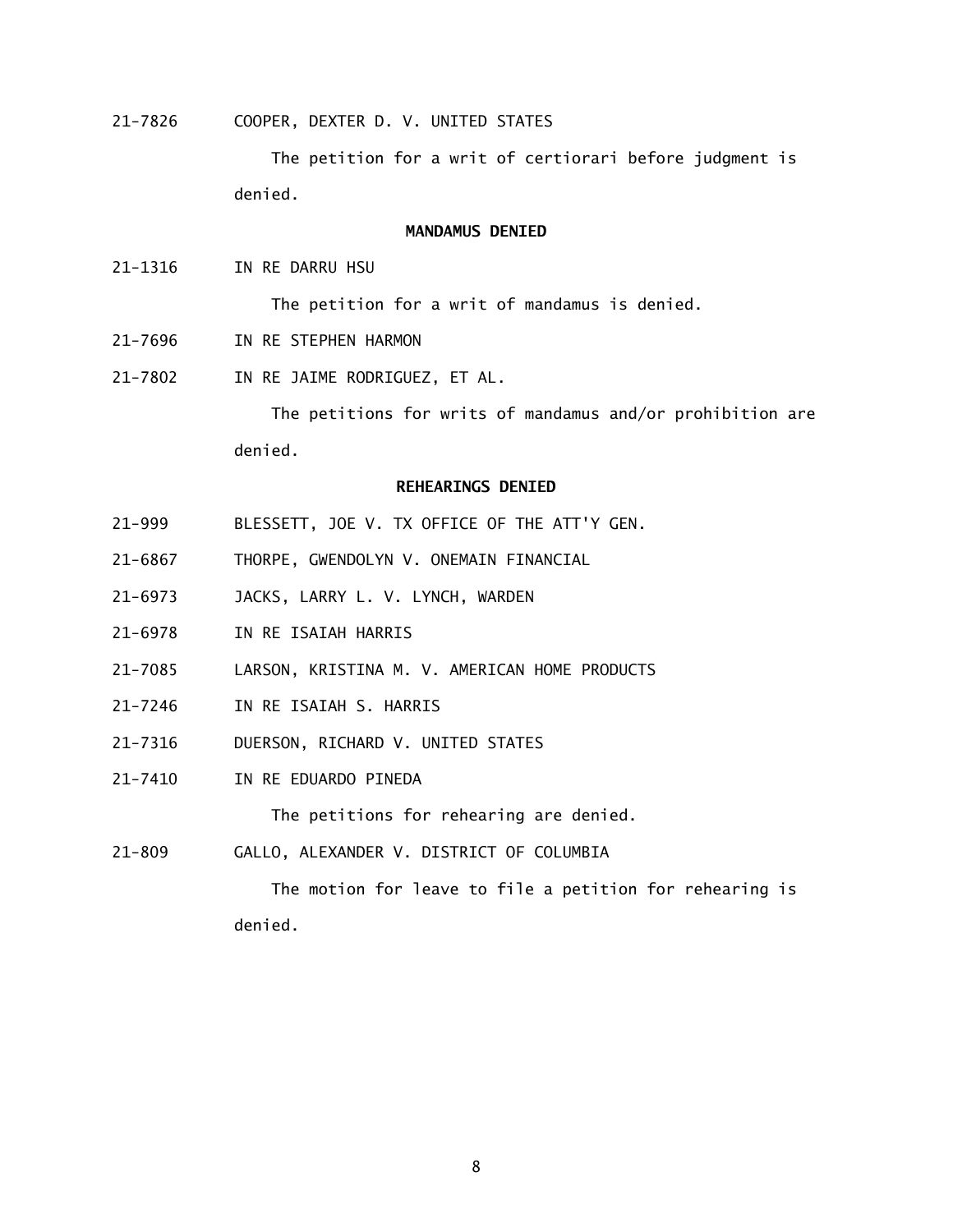21-7826 COOPER, DEXTER D. V. UNITED STATES

The petition for a writ of certiorari before judgment is denied.

**MANDAMUS DENIED**

21-1316 IN RE DARRU HSU

The petition for a writ of mandamus is denied.

21-7696 IN RE STEPHEN HARMON

21-7802 IN RE JAIME RODRIGUEZ, ET AL.

The petitions for writs of mandamus and/or prohibition are denied.

**REHEARINGS DENIED**

21-999 BLESSETT, JOE V. TX OFFICE OF THE ATT'Y GEN.

21-6867 THORPE, GWENDOLYN V. ONEMAIN FINANCIAL

21-6973 JACKS, LARRY L. V. LYNCH, WARDEN

21-6978 IN RE ISAIAH HARRIS

21-7085 LARSON, KRISTINA M. V. AMERICAN HOME PRODUCTS

21-7246 IN RE ISAIAH S. HARRIS

21-7316 DUERSON, RICHARD V. UNITED STATES

21-7410 IN RE EDUARDO PINEDA

The petitions for rehearing are denied.

21-809 GALLO, ALEXANDER V. DISTRICT OF COLUMBIA

The motion for leave to file a petition for rehearing is denied.